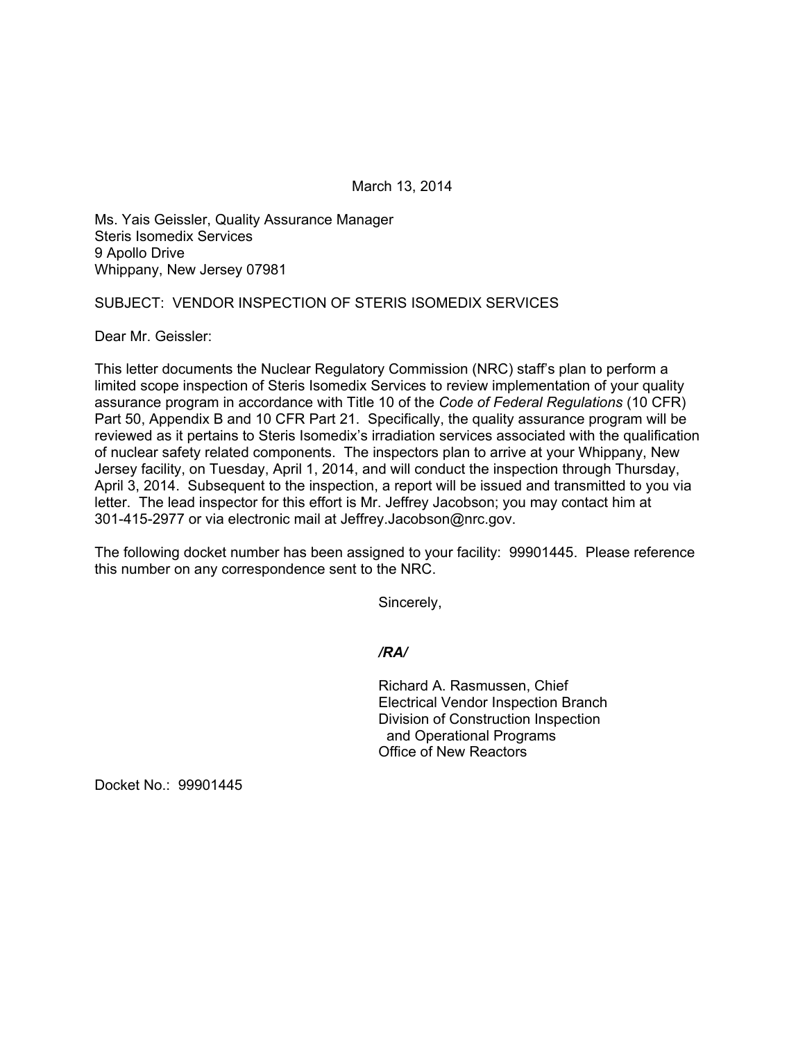March 13, 2014

Ms. Yais Geissler, Quality Assurance Manager
Steris Isomedix Services
9 Apollo Drive
Whippany, New Jersey 07981

SUBJECT: VENDOR INSPECTION OF STERIS ISOMEDIX SERVICES

Dear Mr. Geissler:

This letter documents the Nuclear Regulatory Commission (NRC) staff's plan to perform a limited scope inspection of Steris Isomedix Services to review implementation of your quality assurance program in accordance with Title 10 of the *Code of Federal Regulations* (10 CFR) Part 50, Appendix B and 10 CFR Part 21. Specifically, the quality assurance program will be reviewed as it pertains to Steris Isomedix's irradiation services associated with the qualification of nuclear safety related components. The inspectors plan to arrive at your Whippany, New Jersey facility, on Tuesday, April 1, 2014, and will conduct the inspection through Thursday, April 3, 2014. Subsequent to the inspection, a report will be issued and transmitted to you via letter. The lead inspector for this effort is Mr. Jeffrey Jacobson; you may contact him at 301-415-2977 or via electronic mail at Jeffrey.Jacobson@nrc.gov.

The following docket number has been assigned to your facility: 99901445. Please reference this number on any correspondence sent to the NRC.

Sincerely,

***/RA/***

Richard A. Rasmussen, Chief
Electrical Vendor Inspection Branch
Division of Construction Inspection
and Operational Programs
Office of New Reactors

Docket No.: 99901445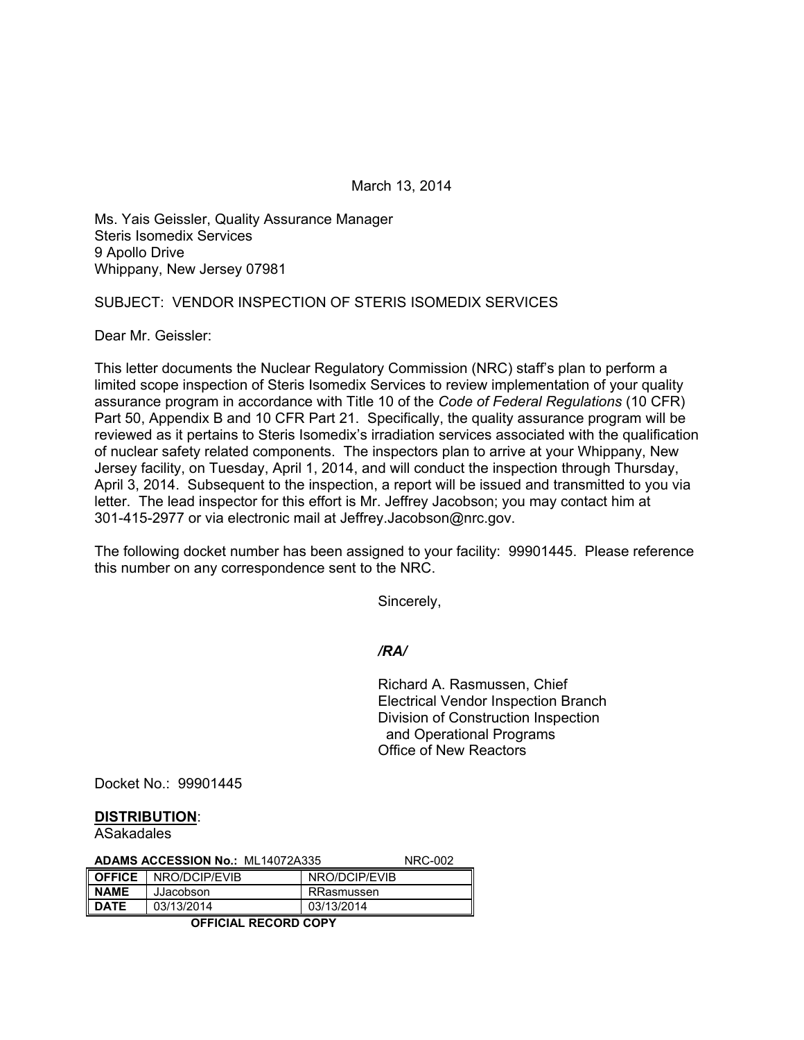March 13, 2014

Ms. Yais Geissler, Quality Assurance Manager
Steris Isomedix Services
9 Apollo Drive
Whippany, New Jersey 07981

SUBJECT: VENDOR INSPECTION OF STERIS ISOMEDIX SERVICES

Dear Mr. Geissler:

This letter documents the Nuclear Regulatory Commission (NRC) staff's plan to perform a limited scope inspection of Steris Isomedix Services to review implementation of your quality assurance program in accordance with Title 10 of the *Code of Federal Regulations* (10 CFR) Part 50, Appendix B and 10 CFR Part 21. Specifically, the quality assurance program will be reviewed as it pertains to Steris Isomedix's irradiation services associated with the qualification of nuclear safety related components. The inspectors plan to arrive at your Whippany, New Jersey facility, on Tuesday, April 1, 2014, and will conduct the inspection through Thursday, April 3, 2014. Subsequent to the inspection, a report will be issued and transmitted to you via letter. The lead inspector for this effort is Mr. Jeffrey Jacobson; you may contact him at 301-415-2977 or via electronic mail at Jeffrey.Jacobson@nrc.gov.

The following docket number has been assigned to your facility: 99901445. Please reference this number on any correspondence sent to the NRC.

Sincerely,

*/RA/*

Richard A. Rasmussen, Chief
Electrical Vendor Inspection Branch
Division of Construction Inspection
and Operational Programs
Office of New Reactors

Docket No.: 99901445

**DISTRIBUTION**:
ASakadales

**ADAMS ACCESSION No.:** ML14072A335 NRC-002

| **OFFICE** | NRO/DCIP/EVIB | NRO/DCIP/EVIB |
|---|---|---|
| **NAME** | JJacobson | RRasmussen |
| **DATE** | 03/13/2014 | 03/13/2014 |

**OFFICIAL RECORD COPY**